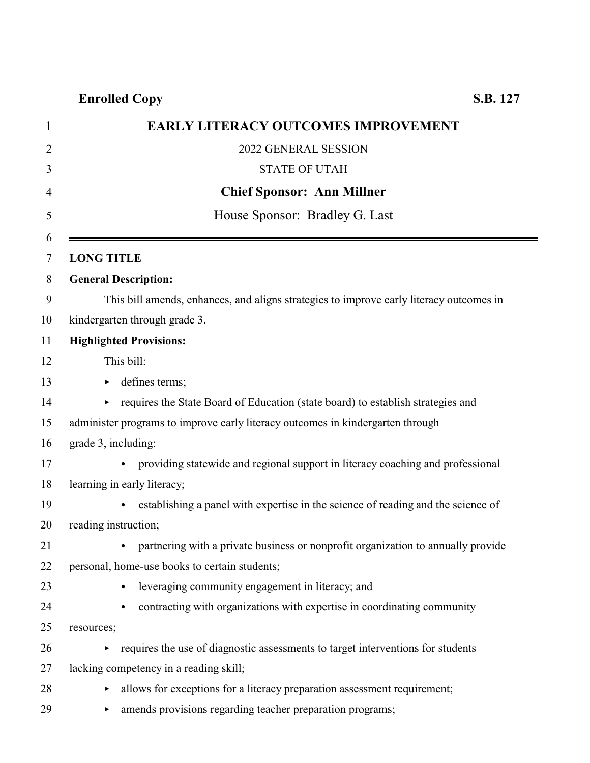**Enrolled Copy** **S.B. 127**

# EARLY LITERACY OUTCOMES IMPROVEMENT

2022 GENERAL SESSION

STATE OF UTAH

**Chief Sponsor: Ann Millner**

House Sponsor: Bradley G. Last

---

**LONG TITLE**

**General Description:**

This bill amends, enhances, and aligns strategies to improve early literacy outcomes in kindergarten through grade 3.

**Highlighted Provisions:**

This bill:

- defines terms;
- requires the State Board of Education (state board) to establish strategies and administer programs to improve early literacy outcomes in kindergarten through grade 3, including:
  - providing statewide and regional support in literacy coaching and professional learning in early literacy;
  - establishing a panel with expertise in the science of reading and the science of reading instruction;
  - partnering with a private business or nonprofit organization to annually provide personal, home-use books to certain students;
  - leveraging community engagement in literacy; and
  - contracting with organizations with expertise in coordinating community resources;
- requires the use of diagnostic assessments to target interventions for students lacking competency in a reading skill;
- allows for exceptions for a literacy preparation assessment requirement;
- amends provisions regarding teacher preparation programs;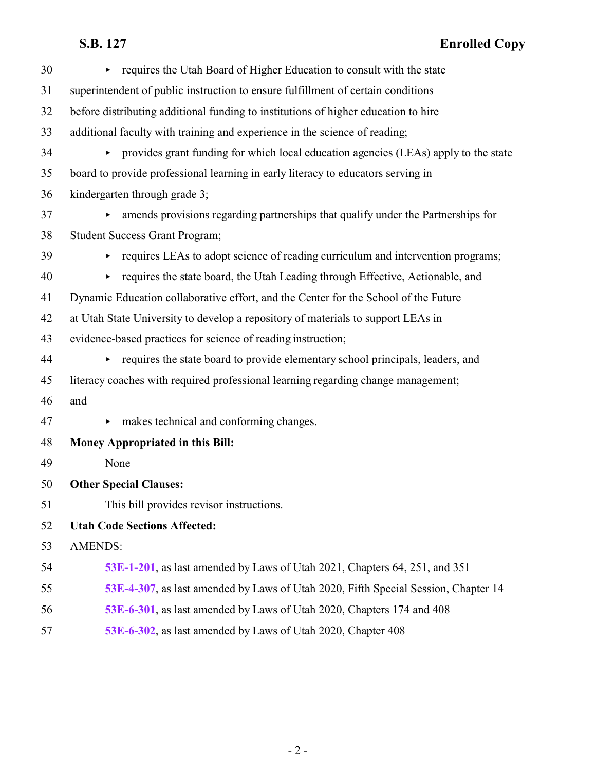- requires the Utah Board of Higher Education to consult with the state superintendent of public instruction to ensure fulfillment of certain conditions before distributing additional funding to institutions of higher education to hire additional faculty with training and experience in the science of reading;
- provides grant funding for which local education agencies (LEAs) apply to the state board to provide professional learning in early literacy to educators serving in kindergarten through grade 3;
- amends provisions regarding partnerships that qualify under the Partnerships for Student Success Grant Program;
- requires LEAs to adopt science of reading curriculum and intervention programs;
- requires the state board, the Utah Leading through Effective, Actionable, and Dynamic Education collaborative effort, and the Center for the School of the Future at Utah State University to develop a repository of materials to support LEAs in evidence-based practices for science of reading instruction;
- requires the state board to provide elementary school principals, leaders, and literacy coaches with required professional learning regarding change management; and
- makes technical and conforming changes.

**Money Appropriated in this Bill:**

None

**Other Special Clauses:**

This bill provides revisor instructions.

**Utah Code Sections Affected:**

AMENDS:

**53E-1-201**, as last amended by Laws of Utah 2021, Chapters 64, 251, and 351

**53E-4-307**, as last amended by Laws of Utah 2020, Fifth Special Session, Chapter 14

**53E-6-301**, as last amended by Laws of Utah 2020, Chapters 174 and 408

**53E-6-302**, as last amended by Laws of Utah 2020, Chapter 408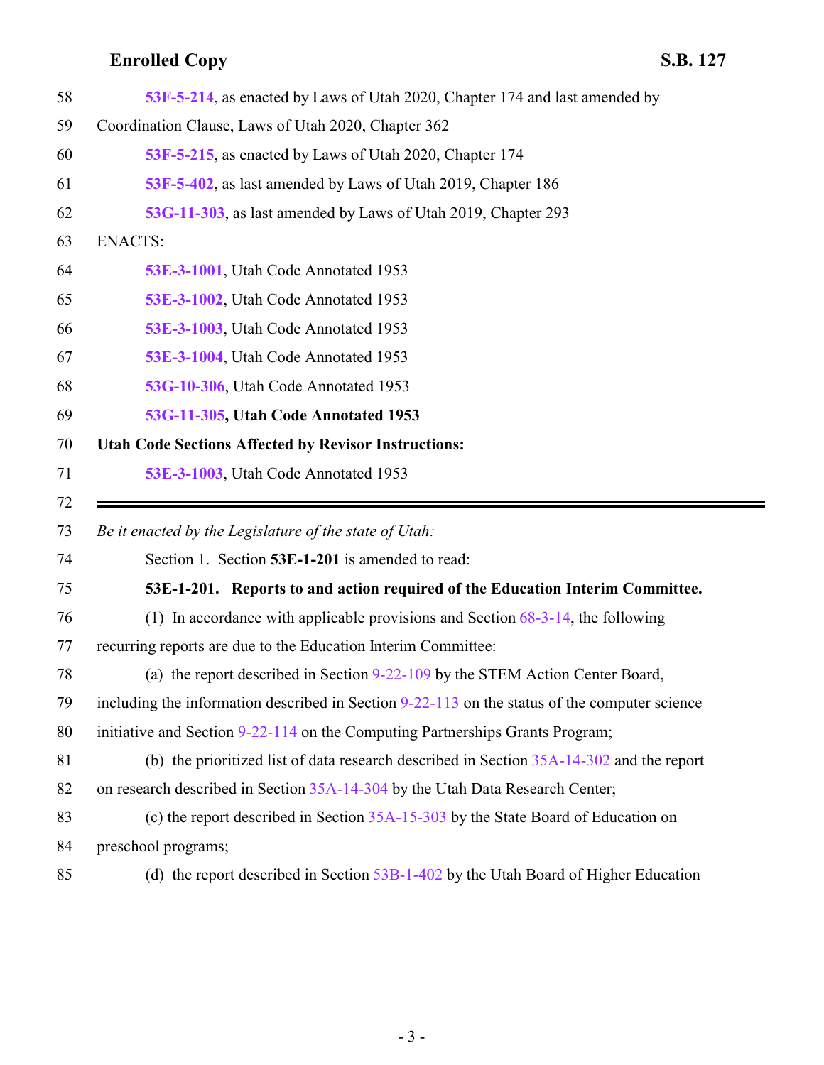**53F-5-214**, as enacted by Laws of Utah 2020, Chapter 174 and last amended by Coordination Clause, Laws of Utah 2020, Chapter 362

**53F-5-215**, as enacted by Laws of Utah 2020, Chapter 174

**53F-5-402**, as last amended by Laws of Utah 2019, Chapter 186

**53G-11-303**, as last amended by Laws of Utah 2019, Chapter 293

ENACTS:

**53E-3-1001**, Utah Code Annotated 1953

**53E-3-1002**, Utah Code Annotated 1953

**53E-3-1003**, Utah Code Annotated 1953

**53E-3-1004**, Utah Code Annotated 1953

**53G-10-306**, Utah Code Annotated 1953

**53G-11-305, Utah Code Annotated 1953**

**Utah Code Sections Affected by Revisor Instructions:**

**53E-3-1003**, Utah Code Annotated 1953

---

*Be it enacted by the Legislature of the state of Utah:*

Section 1. Section **53E-1-201** is amended to read:

**53E-1-201. Reports to and action required of the Education Interim Committee.**

(1) In accordance with applicable provisions and Section 68-3-14, the following recurring reports are due to the Education Interim Committee:

(a) the report described in Section 9-22-109 by the STEM Action Center Board, including the information described in Section 9-22-113 on the status of the computer science initiative and Section 9-22-114 on the Computing Partnerships Grants Program;

(b) the prioritized list of data research described in Section 35A-14-302 and the report on research described in Section 35A-14-304 by the Utah Data Research Center;

(c) the report described in Section 35A-15-303 by the State Board of Education on preschool programs;

(d) the report described in Section 53B-1-402 by the Utah Board of Higher Education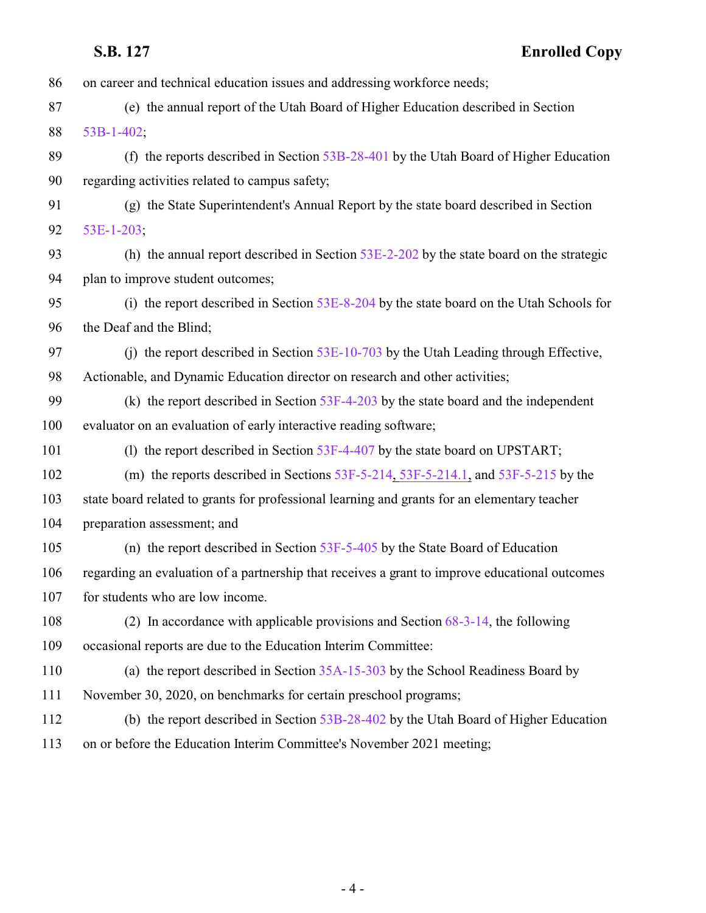on career and technical education issues and addressing workforce needs;

(e) the annual report of the Utah Board of Higher Education described in Section 53B-1-402;

(f) the reports described in Section 53B-28-401 by the Utah Board of Higher Education regarding activities related to campus safety;

(g) the State Superintendent's Annual Report by the state board described in Section 53E-1-203;

(h) the annual report described in Section 53E-2-202 by the state board on the strategic plan to improve student outcomes;

(i) the report described in Section 53E-8-204 by the state board on the Utah Schools for the Deaf and the Blind;

(j) the report described in Section 53E-10-703 by the Utah Leading through Effective, Actionable, and Dynamic Education director on research and other activities;

(k) the report described in Section 53F-4-203 by the state board and the independent evaluator on an evaluation of early interactive reading software;

(l) the report described in Section 53F-4-407 by the state board on UPSTART;

(m) the reports described in Sections 53F-5-214, 53F-5-214.1, and 53F-5-215 by the state board related to grants for professional learning and grants for an elementary teacher preparation assessment; and

(n) the report described in Section 53F-5-405 by the State Board of Education regarding an evaluation of a partnership that receives a grant to improve educational outcomes for students who are low income.

(2) In accordance with applicable provisions and Section 68-3-14, the following occasional reports are due to the Education Interim Committee:

(a) the report described in Section 35A-15-303 by the School Readiness Board by November 30, 2020, on benchmarks for certain preschool programs;

(b) the report described in Section 53B-28-402 by the Utah Board of Higher Education on or before the Education Interim Committee's November 2021 meeting;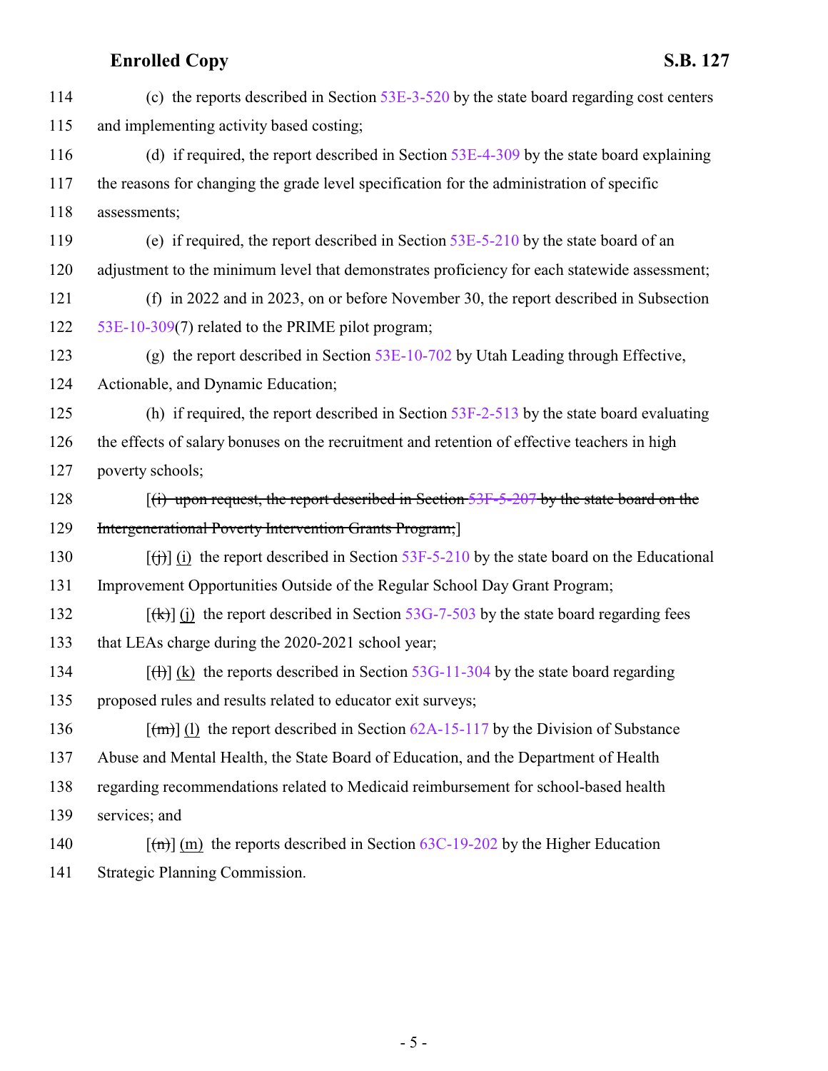(c) the reports described in Section 53E-3-520 by the state board regarding cost centers and implementing activity based costing;

(d) if required, the report described in Section 53E-4-309 by the state board explaining the reasons for changing the grade level specification for the administration of specific assessments;

(e) if required, the report described in Section 53E-5-210 by the state board of an adjustment to the minimum level that demonstrates proficiency for each statewide assessment;

(f) in 2022 and in 2023, on or before November 30, the report described in Subsection 53E-10-309(7) related to the PRIME pilot program;

(g) the report described in Section 53E-10-702 by Utah Leading through Effective, Actionable, and Dynamic Education;

(h) if required, the report described in Section 53F-2-513 by the state board evaluating the effects of salary bonuses on the recruitment and retention of effective teachers in high poverty schools;

[~~(i) upon request, the report described in Section 53F-5-207 by the state board on the Intergenerational Poverty Intervention Grants Program;~~]

[~~(j)~~] (i) the report described in Section 53F-5-210 by the state board on the Educational Improvement Opportunities Outside of the Regular School Day Grant Program;

[~~(k)~~] (j) the report described in Section 53G-7-503 by the state board regarding fees that LEAs charge during the 2020-2021 school year;

[~~(l)~~] (k) the reports described in Section 53G-11-304 by the state board regarding proposed rules and results related to educator exit surveys;

[~~(m)~~] (l) the report described in Section 62A-15-117 by the Division of Substance Abuse and Mental Health, the State Board of Education, and the Department of Health regarding recommendations related to Medicaid reimbursement for school-based health services; and

[~~(n)~~] (m) the reports described in Section 63C-19-202 by the Higher Education Strategic Planning Commission.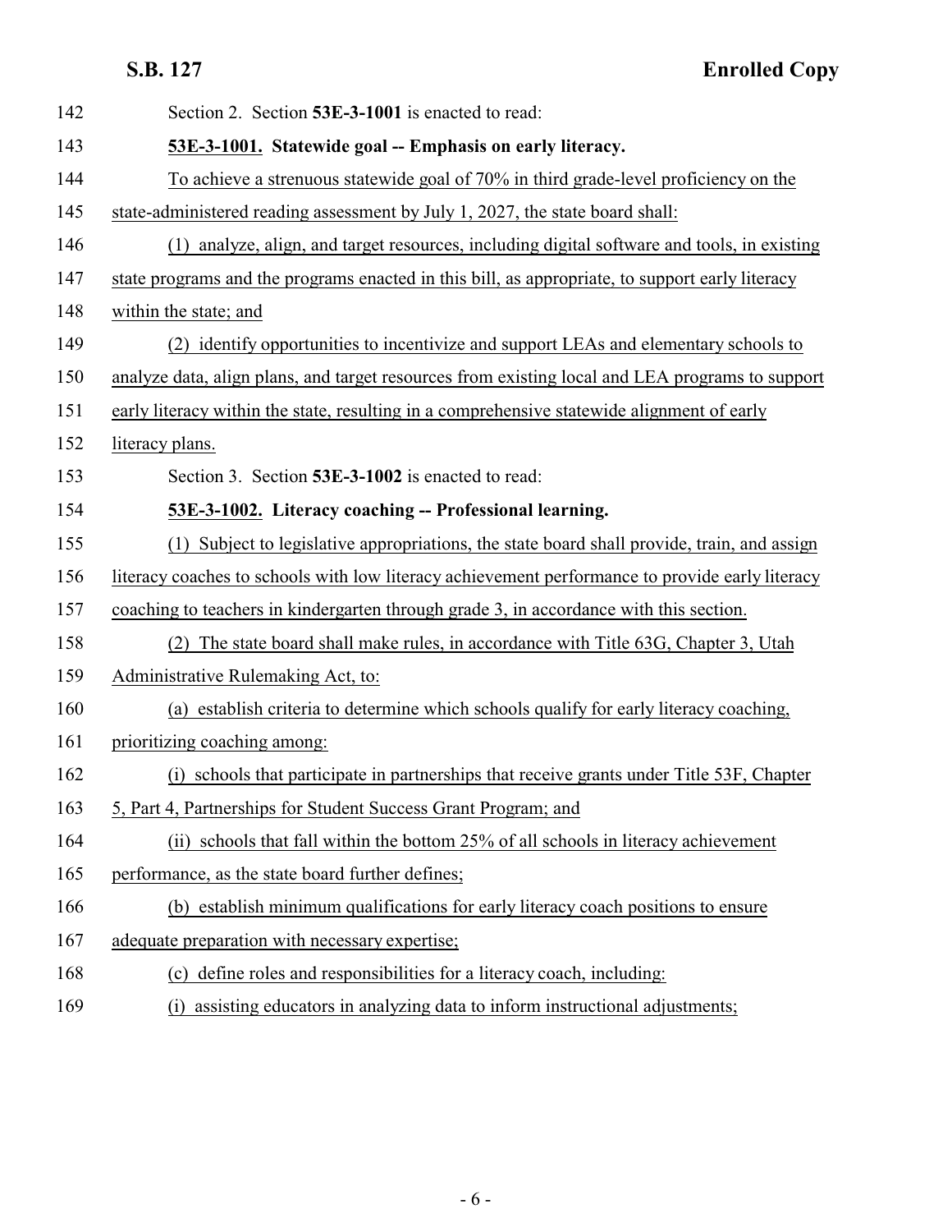Section 2. Section **53E-3-1001** is enacted to read:

**53E-3-1001. Statewide goal -- Emphasis on early literacy.**

To achieve a strenuous statewide goal of 70% in third grade-level proficiency on the state-administered reading assessment by July 1, 2027, the state board shall:

(1) analyze, align, and target resources, including digital software and tools, in existing state programs and the programs enacted in this bill, as appropriate, to support early literacy within the state; and

(2) identify opportunities to incentivize and support LEAs and elementary schools to analyze data, align plans, and target resources from existing local and LEA programs to support early literacy within the state, resulting in a comprehensive statewide alignment of early literacy plans.

Section 3. Section **53E-3-1002** is enacted to read:

**53E-3-1002. Literacy coaching -- Professional learning.**

(1) Subject to legislative appropriations, the state board shall provide, train, and assign literacy coaches to schools with low literacy achievement performance to provide early literacy coaching to teachers in kindergarten through grade 3, in accordance with this section.

(2) The state board shall make rules, in accordance with Title 63G, Chapter 3, Utah Administrative Rulemaking Act, to:

(a) establish criteria to determine which schools qualify for early literacy coaching, prioritizing coaching among:

(i) schools that participate in partnerships that receive grants under Title 53F, Chapter 5, Part 4, Partnerships for Student Success Grant Program; and

(ii) schools that fall within the bottom 25% of all schools in literacy achievement performance, as the state board further defines;

(b) establish minimum qualifications for early literacy coach positions to ensure adequate preparation with necessary expertise;

(c) define roles and responsibilities for a literacy coach, including:

(i) assisting educators in analyzing data to inform instructional adjustments;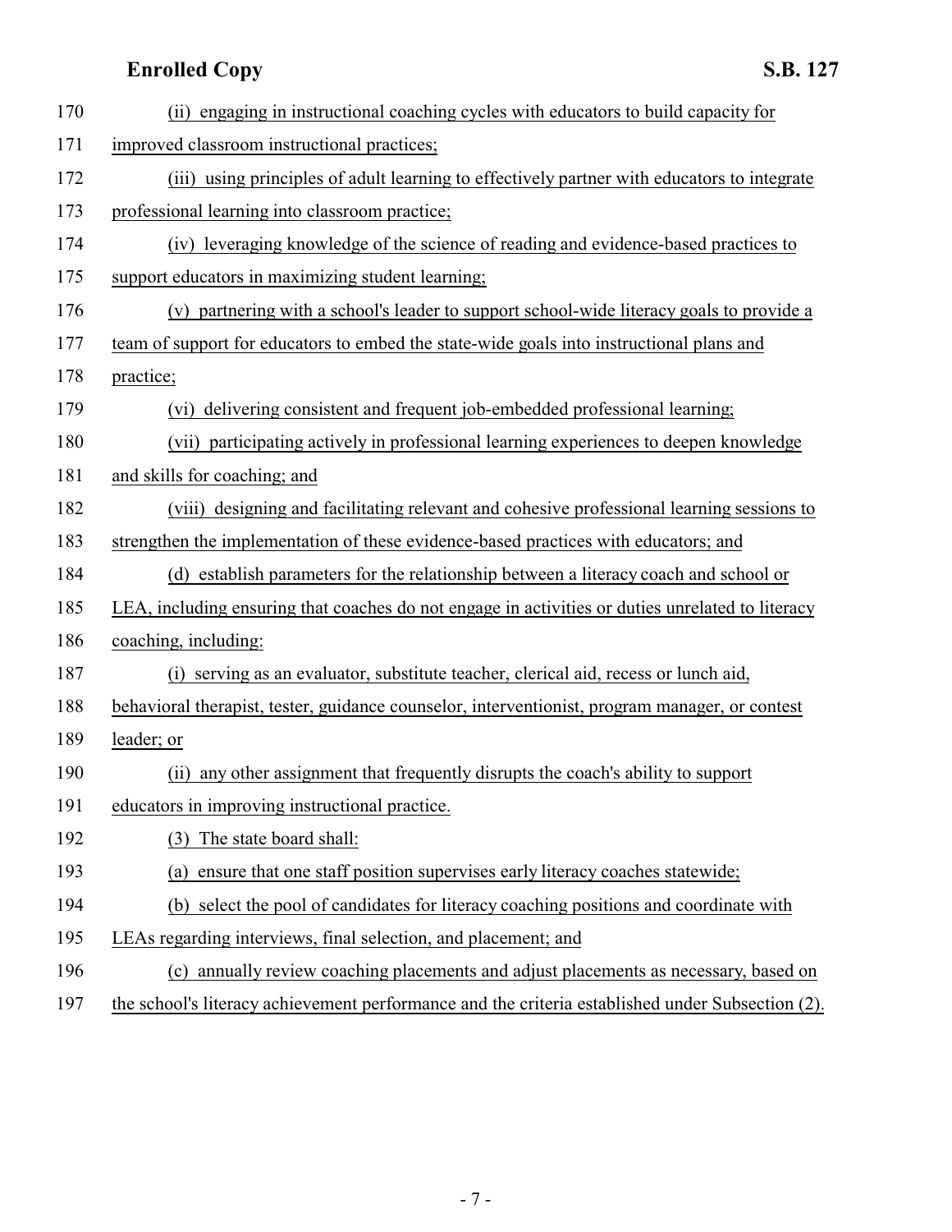(ii) engaging in instructional coaching cycles with educators to build capacity for improved classroom instructional practices;

(iii) using principles of adult learning to effectively partner with educators to integrate professional learning into classroom practice;

(iv) leveraging knowledge of the science of reading and evidence-based practices to support educators in maximizing student learning;

(v) partnering with a school's leader to support school-wide literacy goals to provide a team of support for educators to embed the state-wide goals into instructional plans and practice;

(vi) delivering consistent and frequent job-embedded professional learning;

(vii) participating actively in professional learning experiences to deepen knowledge and skills for coaching; and

(viii) designing and facilitating relevant and cohesive professional learning sessions to strengthen the implementation of these evidence-based practices with educators; and

(d) establish parameters for the relationship between a literacy coach and school or LEA, including ensuring that coaches do not engage in activities or duties unrelated to literacy coaching, including:

(i) serving as an evaluator, substitute teacher, clerical aid, recess or lunch aid, behavioral therapist, tester, guidance counselor, interventionist, program manager, or contest leader; or

(ii) any other assignment that frequently disrupts the coach's ability to support educators in improving instructional practice.

(3) The state board shall:

(a) ensure that one staff position supervises early literacy coaches statewide;

(b) select the pool of candidates for literacy coaching positions and coordinate with LEAs regarding interviews, final selection, and placement; and

(c) annually review coaching placements and adjust placements as necessary, based on the school's literacy achievement performance and the criteria established under Subsection (2).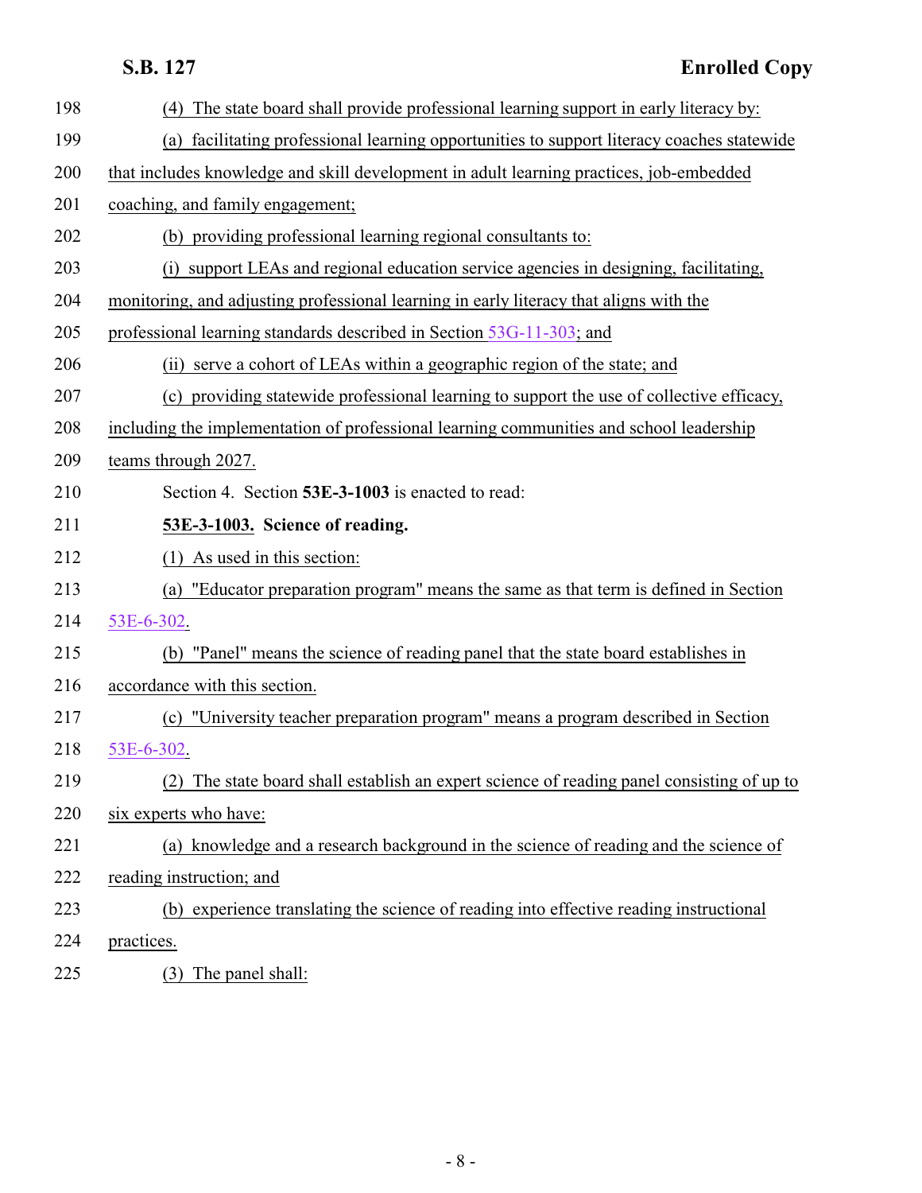(4) The state board shall provide professional learning support in early literacy by:

(a) facilitating professional learning opportunities to support literacy coaches statewide that includes knowledge and skill development in adult learning practices, job-embedded coaching, and family engagement;

(b) providing professional learning regional consultants to:

(i) support LEAs and regional education service agencies in designing, facilitating, monitoring, and adjusting professional learning in early literacy that aligns with the professional learning standards described in Section 53G-11-303; and

(ii) serve a cohort of LEAs within a geographic region of the state; and

(c) providing statewide professional learning to support the use of collective efficacy, including the implementation of professional learning communities and school leadership teams through 2027.

Section 4. Section **53E-3-1003** is enacted to read:

**53E-3-1003. Science of reading.**

(1) As used in this section:

(a) "Educator preparation program" means the same as that term is defined in Section 53E-6-302.

(b) "Panel" means the science of reading panel that the state board establishes in accordance with this section.

(c) "University teacher preparation program" means a program described in Section 53E-6-302.

(2) The state board shall establish an expert science of reading panel consisting of up to six experts who have:

(a) knowledge and a research background in the science of reading and the science of reading instruction; and

(b) experience translating the science of reading into effective reading instructional practices.

(3) The panel shall: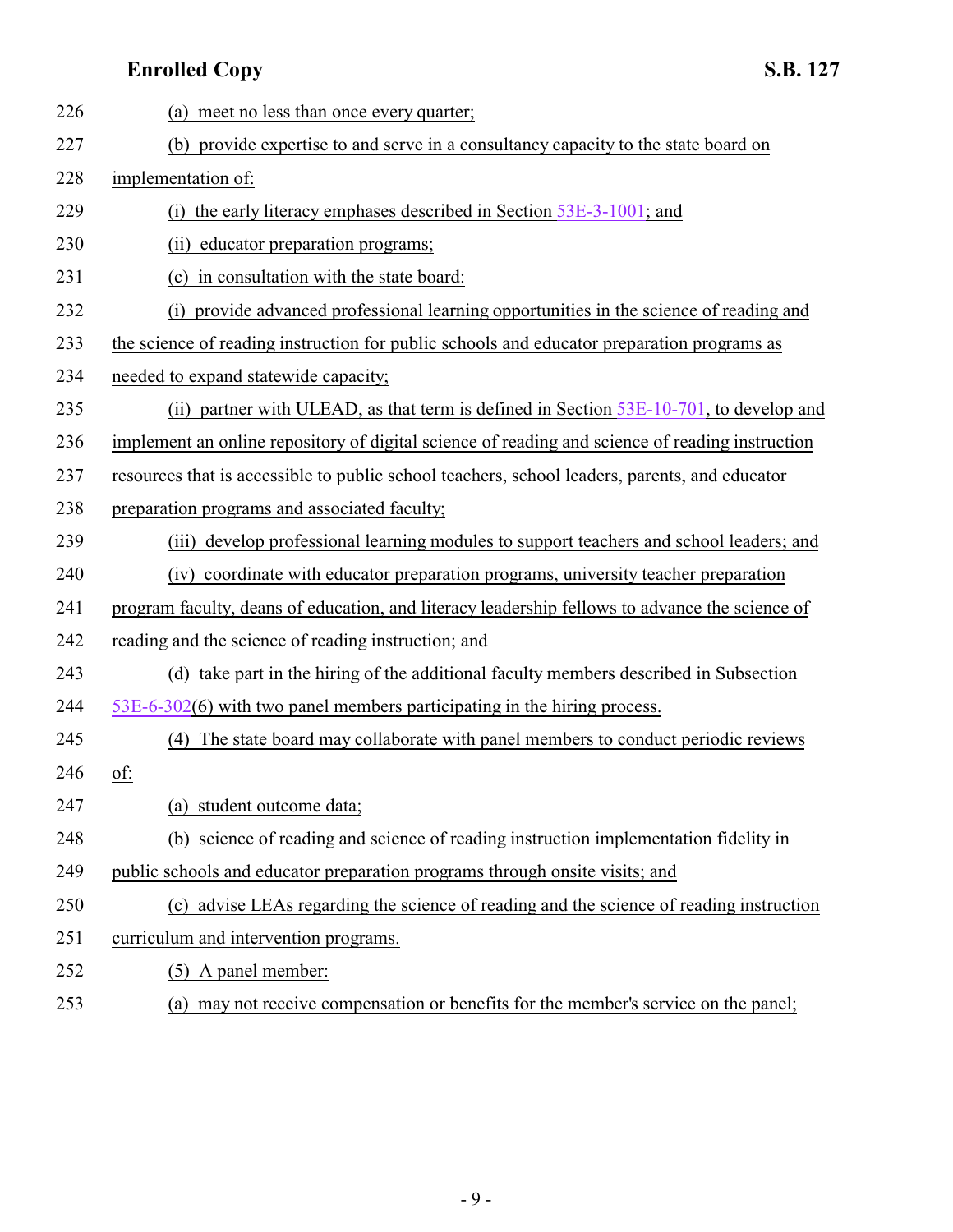(a) meet no less than once every quarter;

(b) provide expertise to and serve in a consultancy capacity to the state board on implementation of:

(i) the early literacy emphases described in Section 53E-3-1001; and

(ii) educator preparation programs;

(c) in consultation with the state board:

(i) provide advanced professional learning opportunities in the science of reading and the science of reading instruction for public schools and educator preparation programs as needed to expand statewide capacity;

(ii) partner with ULEAD, as that term is defined in Section 53E-10-701, to develop and implement an online repository of digital science of reading and science of reading instruction resources that is accessible to public school teachers, school leaders, parents, and educator preparation programs and associated faculty;

(iii) develop professional learning modules to support teachers and school leaders; and

(iv) coordinate with educator preparation programs, university teacher preparation program faculty, deans of education, and literacy leadership fellows to advance the science of reading and the science of reading instruction; and

(d) take part in the hiring of the additional faculty members described in Subsection 53E-6-302(6) with two panel members participating in the hiring process.

(4) The state board may collaborate with panel members to conduct periodic reviews of:

(a) student outcome data;

(b) science of reading and science of reading instruction implementation fidelity in public schools and educator preparation programs through onsite visits; and

(c) advise LEAs regarding the science of reading and the science of reading instruction curriculum and intervention programs.

(5) A panel member:

(a) may not receive compensation or benefits for the member's service on the panel;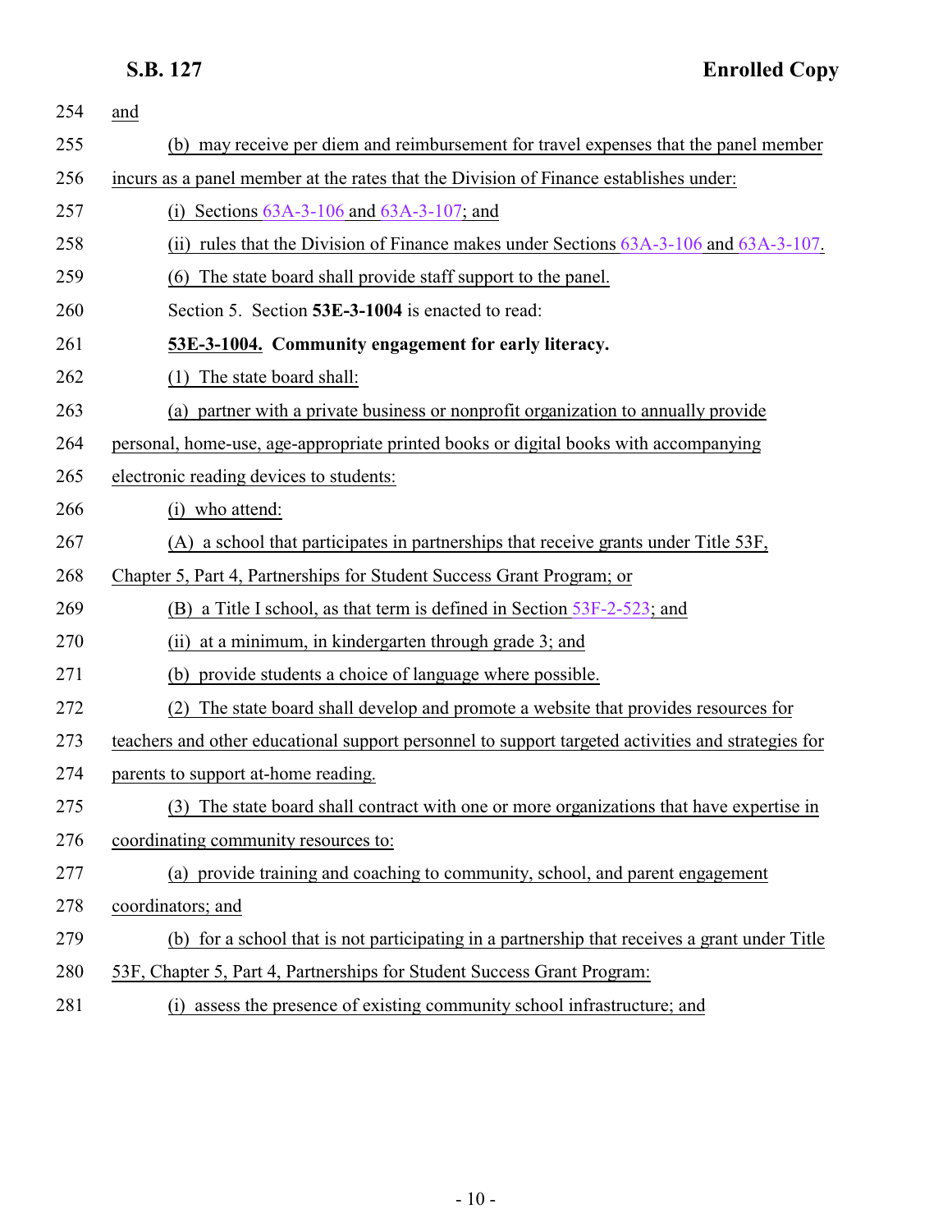and

(b) may receive per diem and reimbursement for travel expenses that the panel member incurs as a panel member at the rates that the Division of Finance establishes under:

(i) Sections 63A-3-106 and 63A-3-107; and

(ii) rules that the Division of Finance makes under Sections 63A-3-106 and 63A-3-107.

(6) The state board shall provide staff support to the panel.

Section 5. Section **53E-3-1004** is enacted to read:

**53E-3-1004. Community engagement for early literacy.**

(1) The state board shall:

(a) partner with a private business or nonprofit organization to annually provide personal, home-use, age-appropriate printed books or digital books with accompanying electronic reading devices to students:

(i) who attend:

(A) a school that participates in partnerships that receive grants under Title 53F, Chapter 5, Part 4, Partnerships for Student Success Grant Program; or

(B) a Title I school, as that term is defined in Section 53F-2-523; and

(ii) at a minimum, in kindergarten through grade 3; and

(b) provide students a choice of language where possible.

(2) The state board shall develop and promote a website that provides resources for teachers and other educational support personnel to support targeted activities and strategies for parents to support at-home reading.

(3) The state board shall contract with one or more organizations that have expertise in coordinating community resources to:

(a) provide training and coaching to community, school, and parent engagement coordinators; and

(b) for a school that is not participating in a partnership that receives a grant under Title 53F, Chapter 5, Part 4, Partnerships for Student Success Grant Program:

(i) assess the presence of existing community school infrastructure; and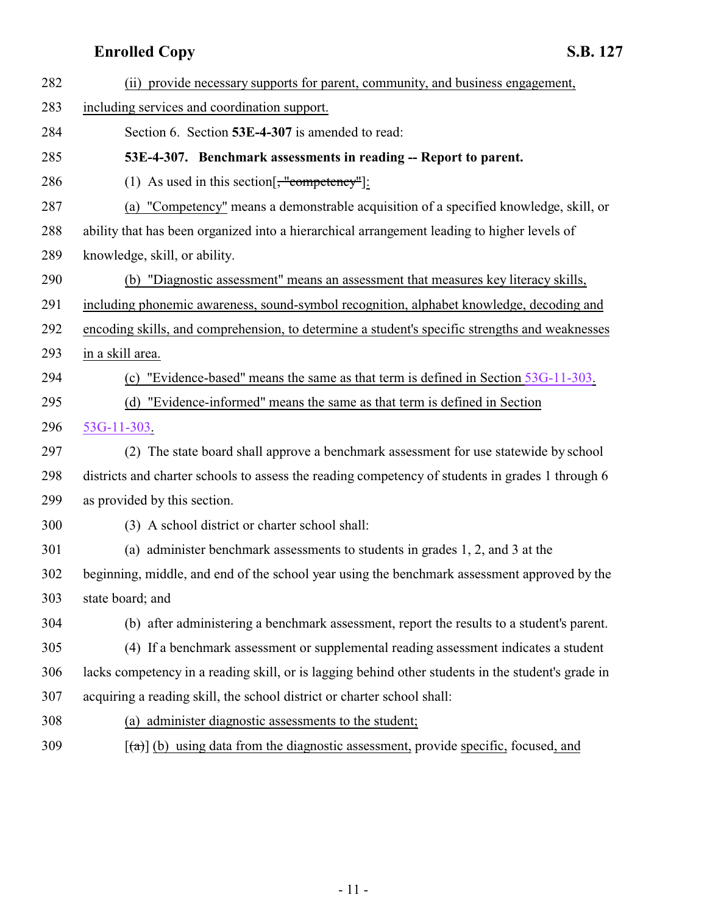(ii) provide necessary supports for parent, community, and business engagement, including services and coordination support.

Section 6. Section **53E-4-307** is amended to read:

**53E-4-307. Benchmark assessments in reading -- Report to parent.**

(1) As used in this section[~~, "competency"~~]:

(a) "Competency" means a demonstrable acquisition of a specified knowledge, skill, or ability that has been organized into a hierarchical arrangement leading to higher levels of knowledge, skill, or ability.

(b) "Diagnostic assessment" means an assessment that measures key literacy skills, including phonemic awareness, sound-symbol recognition, alphabet knowledge, decoding and encoding skills, and comprehension, to determine a student's specific strengths and weaknesses in a skill area.

(c) "Evidence-based" means the same as that term is defined in Section 53G-11-303.

(d) "Evidence-informed" means the same as that term is defined in Section 53G-11-303.

(2) The state board shall approve a benchmark assessment for use statewide by school districts and charter schools to assess the reading competency of students in grades 1 through 6 as provided by this section.

(3) A school district or charter school shall:

(a) administer benchmark assessments to students in grades 1, 2, and 3 at the beginning, middle, and end of the school year using the benchmark assessment approved by the state board; and

(b) after administering a benchmark assessment, report the results to a student's parent.

(4) If a benchmark assessment or supplemental reading assessment indicates a student lacks competency in a reading skill, or is lagging behind other students in the student's grade in acquiring a reading skill, the school district or charter school shall:

(a) administer diagnostic assessments to the student;

[~~(a)~~] (b) using data from the diagnostic assessment, provide specific, focused, and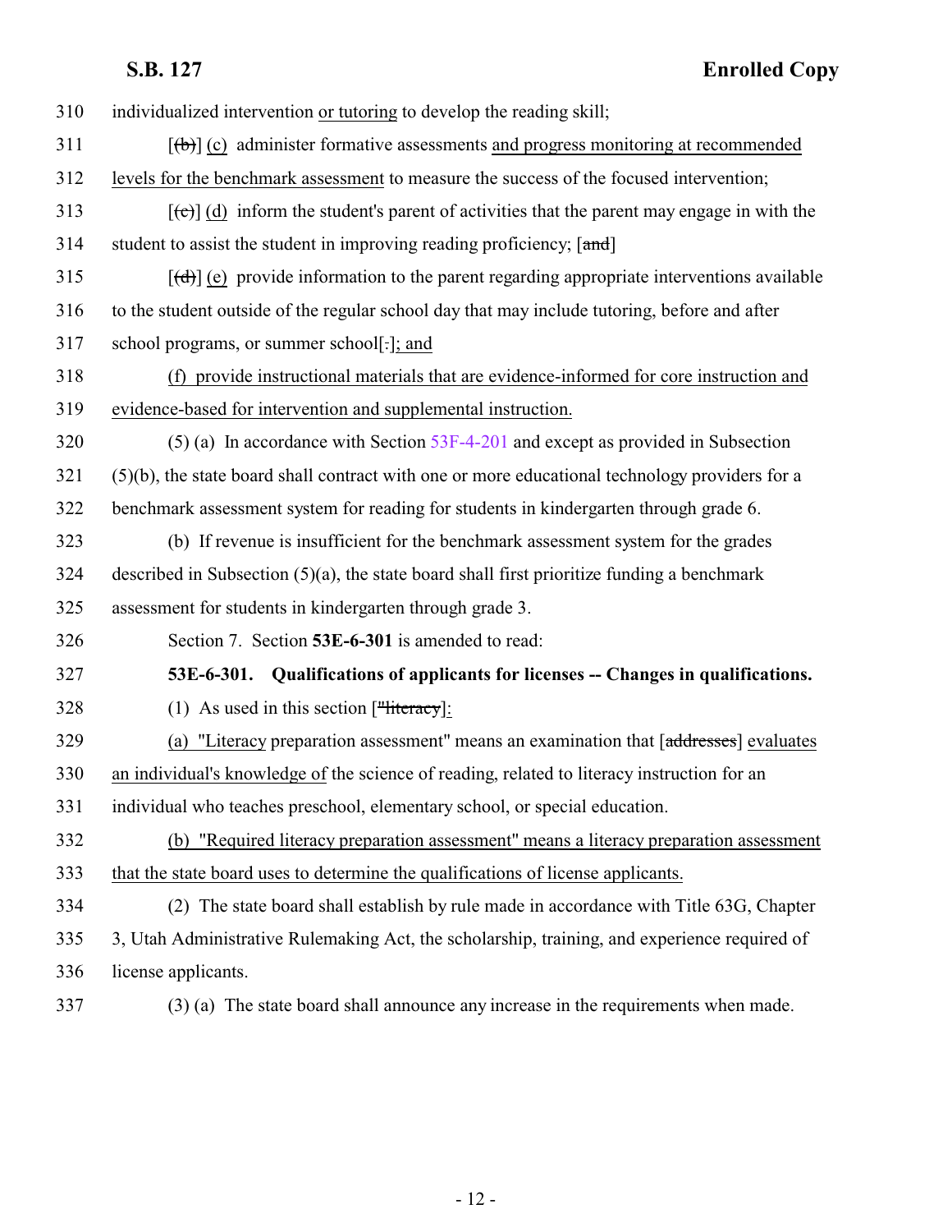310 individualized intervention or tutoring to develop the reading skill;

311 [(b)] (c) administer formative assessments and progress monitoring at recommended

312 levels for the benchmark assessment to measure the success of the focused intervention;

313 [(c)] (d) inform the student's parent of activities that the parent may engage in with the

314 student to assist the student in improving reading proficiency; [and]

315 [(d)] (e) provide information to the parent regarding appropriate interventions available

316 to the student outside of the regular school day that may include tutoring, before and after

317 school programs, or summer school[.]; and

318 (f) provide instructional materials that are evidence-informed for core instruction and

319 evidence-based for intervention and supplemental instruction.

320 (5) (a) In accordance with Section 53F-4-201 and except as provided in Subsection

321 (5)(b), the state board shall contract with one or more educational technology providers for a

322 benchmark assessment system for reading for students in kindergarten through grade 6.

323 (b) If revenue is insufficient for the benchmark assessment system for the grades

324 described in Subsection (5)(a), the state board shall first prioritize funding a benchmark

325 assessment for students in kindergarten through grade 3.

326 Section 7. Section **53E-6-301** is amended to read:

327 **53E-6-301. Qualifications of applicants for licenses -- Changes in qualifications.**

328 (1) As used in this section ["literacy]:

329 (a) "Literacy preparation assessment" means an examination that [addresses] evaluates

330 an individual's knowledge of the science of reading, related to literacy instruction for an

331 individual who teaches preschool, elementary school, or special education.

332 (b) "Required literacy preparation assessment" means a literacy preparation assessment

333 that the state board uses to determine the qualifications of license applicants.

334 (2) The state board shall establish by rule made in accordance with Title 63G, Chapter

335 3, Utah Administrative Rulemaking Act, the scholarship, training, and experience required of

336 license applicants.

337 (3) (a) The state board shall announce any increase in the requirements when made.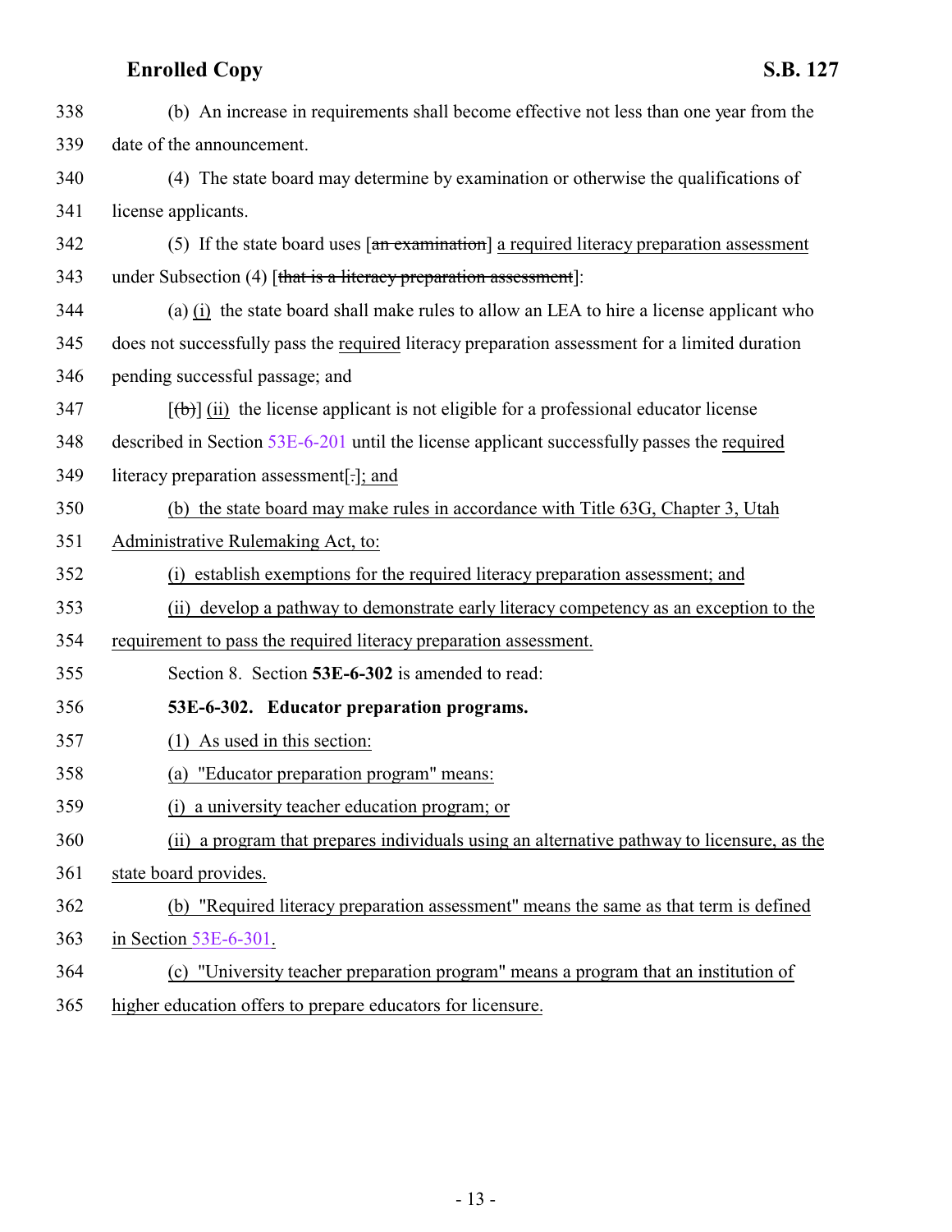(b) An increase in requirements shall become effective not less than one year from the date of the announcement.

(4) The state board may determine by examination or otherwise the qualifications of license applicants.

(5) If the state board uses [~~an examination~~] a required literacy preparation assessment under Subsection (4) [~~that is a literacy preparation assessment~~]:

(a) (i) the state board shall make rules to allow an LEA to hire a license applicant who does not successfully pass the required literacy preparation assessment for a limited duration pending successful passage; and

[~~(b)~~] (ii) the license applicant is not eligible for a professional educator license described in Section 53E-6-201 until the license applicant successfully passes the required literacy preparation assessment[~~.~~]; and

(b) the state board may make rules in accordance with Title 63G, Chapter 3, Utah Administrative Rulemaking Act, to:

(i) establish exemptions for the required literacy preparation assessment; and

(ii) develop a pathway to demonstrate early literacy competency as an exception to the requirement to pass the required literacy preparation assessment.

Section 8. Section **53E-6-302** is amended to read:

**53E-6-302. Educator preparation programs.**

(1) As used in this section:

(a) "Educator preparation program" means:

(i) a university teacher education program; or

(ii) a program that prepares individuals using an alternative pathway to licensure, as the state board provides.

(b) "Required literacy preparation assessment" means the same as that term is defined in Section 53E-6-301.

(c) "University teacher preparation program" means a program that an institution of higher education offers to prepare educators for licensure.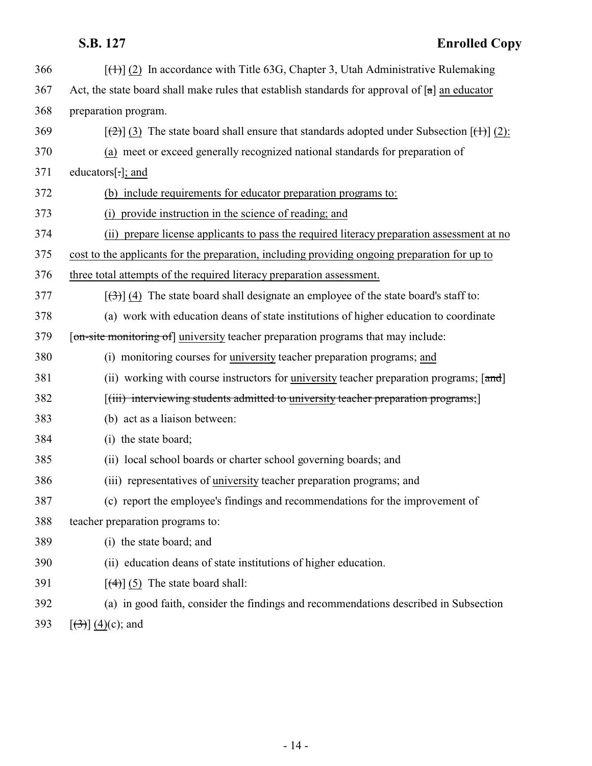366 [(1)] (2) In accordance with Title 63G, Chapter 3, Utah Administrative Rulemaking

367 Act, the state board shall make rules that establish standards for approval of [a] an educator

368 preparation program.

369 [(2)] (3) The state board shall ensure that standards adopted under Subsection [(1)] (2):

370 (a) meet or exceed generally recognized national standards for preparation of

371 educators[.]; and

372 (b) include requirements for educator preparation programs to:

373 (i) provide instruction in the science of reading; and

374 (ii) prepare license applicants to pass the required literacy preparation assessment at no

375 cost to the applicants for the preparation, including providing ongoing preparation for up to

376 three total attempts of the required literacy preparation assessment.

377 [(3)] (4) The state board shall designate an employee of the state board's staff to:

378 (a) work with education deans of state institutions of higher education to coordinate

379 [on-site monitoring of] university teacher preparation programs that may include:

380 (i) monitoring courses for university teacher preparation programs; and

381 (ii) working with course instructors for university teacher preparation programs; [and]

382 [(iii) interviewing students admitted to university teacher preparation programs;]

383 (b) act as a liaison between:

384 (i) the state board;

385 (ii) local school boards or charter school governing boards; and

386 (iii) representatives of university teacher preparation programs; and

387 (c) report the employee's findings and recommendations for the improvement of

388 teacher preparation programs to:

389 (i) the state board; and

390 (ii) education deans of state institutions of higher education.

391 [(4)] (5) The state board shall:

392 (a) in good faith, consider the findings and recommendations described in Subsection

393 [(3)] (4)(c); and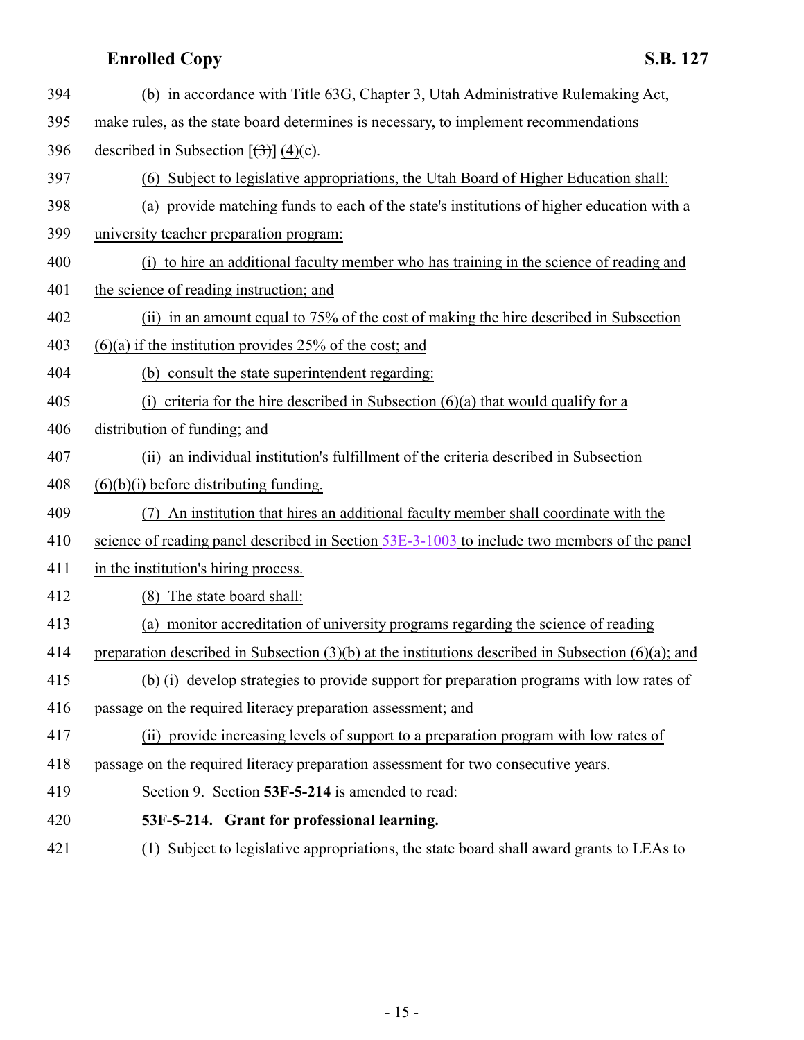(b) in accordance with Title 63G, Chapter 3, Utah Administrative Rulemaking Act, make rules, as the state board determines is necessary, to implement recommendations described in Subsection [(3)] (4)(c).

(6) Subject to legislative appropriations, the Utah Board of Higher Education shall:

(a) provide matching funds to each of the state's institutions of higher education with a university teacher preparation program:

(i) to hire an additional faculty member who has training in the science of reading and the science of reading instruction; and

(ii) in an amount equal to 75% of the cost of making the hire described in Subsection (6)(a) if the institution provides 25% of the cost; and

(b) consult the state superintendent regarding:

(i) criteria for the hire described in Subsection (6)(a) that would qualify for a distribution of funding; and

(ii) an individual institution's fulfillment of the criteria described in Subsection (6)(b)(i) before distributing funding.

(7) An institution that hires an additional faculty member shall coordinate with the science of reading panel described in Section 53E-3-1003 to include two members of the panel in the institution's hiring process.

(8) The state board shall:

(a) monitor accreditation of university programs regarding the science of reading preparation described in Subsection (3)(b) at the institutions described in Subsection (6)(a); and

(b) (i) develop strategies to provide support for preparation programs with low rates of passage on the required literacy preparation assessment; and

(ii) provide increasing levels of support to a preparation program with low rates of passage on the required literacy preparation assessment for two consecutive years.

Section 9. Section **53F-5-214** is amended to read:

**53F-5-214. Grant for professional learning.**

(1) Subject to legislative appropriations, the state board shall award grants to LEAs to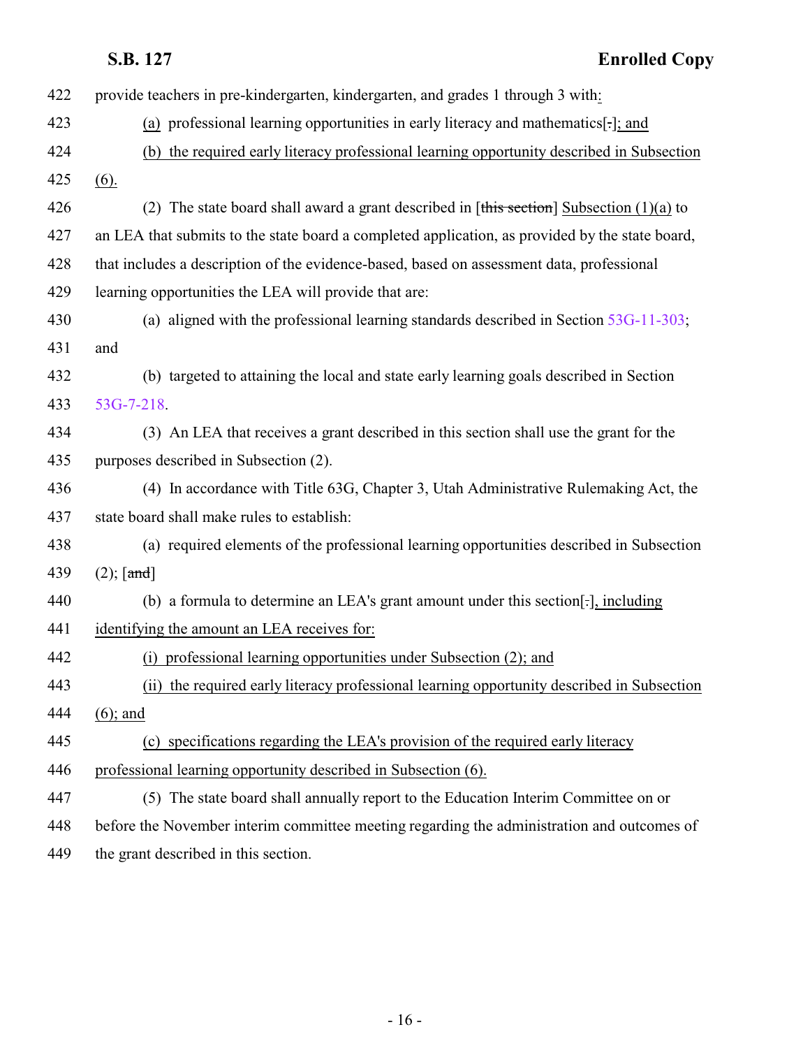provide teachers in pre-kindergarten, kindergarten, and grades 1 through 3 with:

(a) professional learning opportunities in early literacy and mathematics[.]; and

(b) the required early literacy professional learning opportunity described in Subsection (6).

(2) The state board shall award a grant described in [this section] Subsection (1)(a) to an LEA that submits to the state board a completed application, as provided by the state board, that includes a description of the evidence-based, based on assessment data, professional learning opportunities the LEA will provide that are:

(a) aligned with the professional learning standards described in Section 53G-11-303; and

(b) targeted to attaining the local and state early learning goals described in Section 53G-7-218.

(3) An LEA that receives a grant described in this section shall use the grant for the purposes described in Subsection (2).

(4) In accordance with Title 63G, Chapter 3, Utah Administrative Rulemaking Act, the state board shall make rules to establish:

(a) required elements of the professional learning opportunities described in Subsection (2); [and]

(b) a formula to determine an LEA's grant amount under this section[.], including identifying the amount an LEA receives for:

(i) professional learning opportunities under Subsection (2); and

(ii) the required early literacy professional learning opportunity described in Subsection (6); and

(c) specifications regarding the LEA's provision of the required early literacy professional learning opportunity described in Subsection (6).

(5) The state board shall annually report to the Education Interim Committee on or before the November interim committee meeting regarding the administration and outcomes of the grant described in this section.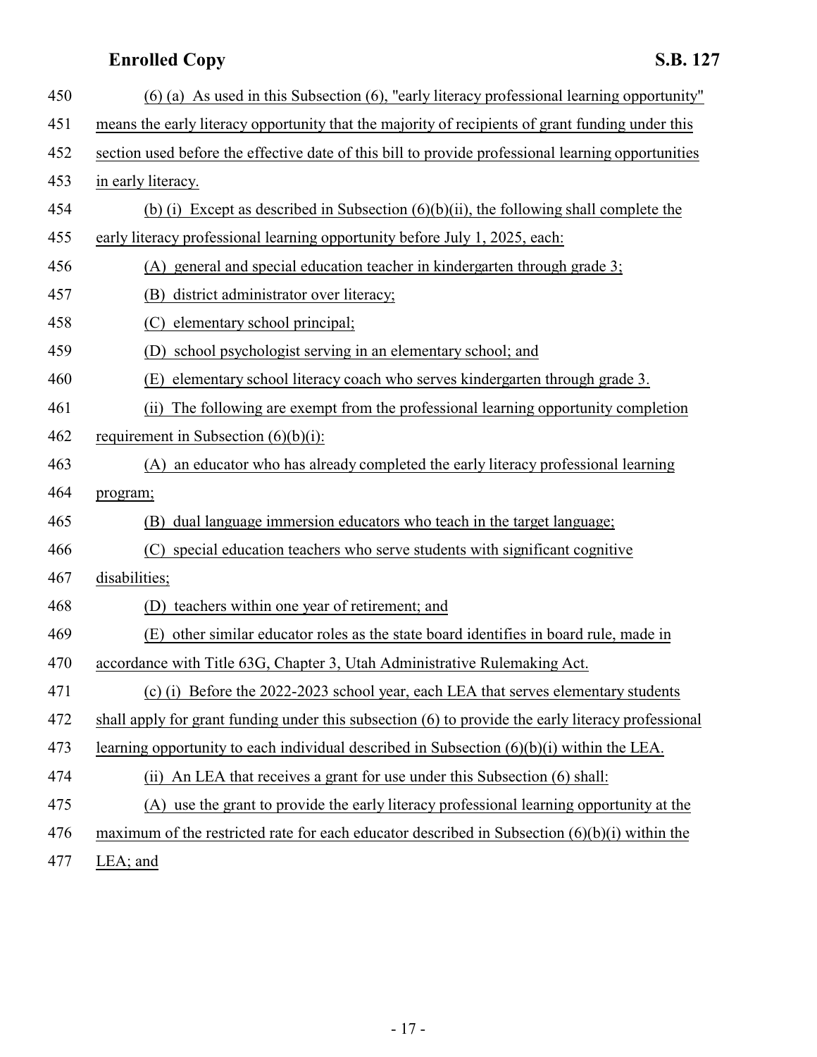(6) (a) As used in this Subsection (6), "early literacy professional learning opportunity" means the early literacy opportunity that the majority of recipients of grant funding under this section used before the effective date of this bill to provide professional learning opportunities in early literacy.

(b) (i) Except as described in Subsection (6)(b)(ii), the following shall complete the early literacy professional learning opportunity before July 1, 2025, each:

(A) general and special education teacher in kindergarten through grade 3;

(B) district administrator over literacy;

(C) elementary school principal;

(D) school psychologist serving in an elementary school; and

(E) elementary school literacy coach who serves kindergarten through grade 3.

(ii) The following are exempt from the professional learning opportunity completion requirement in Subsection (6)(b)(i):

(A) an educator who has already completed the early literacy professional learning program;

(B) dual language immersion educators who teach in the target language;

(C) special education teachers who serve students with significant cognitive disabilities;

(D) teachers within one year of retirement; and

(E) other similar educator roles as the state board identifies in board rule, made in accordance with Title 63G, Chapter 3, Utah Administrative Rulemaking Act.

(c) (i) Before the 2022-2023 school year, each LEA that serves elementary students shall apply for grant funding under this subsection (6) to provide the early literacy professional learning opportunity to each individual described in Subsection (6)(b)(i) within the LEA.

(ii) An LEA that receives a grant for use under this Subsection (6) shall:

(A) use the grant to provide the early literacy professional learning opportunity at the maximum of the restricted rate for each educator described in Subsection (6)(b)(i) within the LEA; and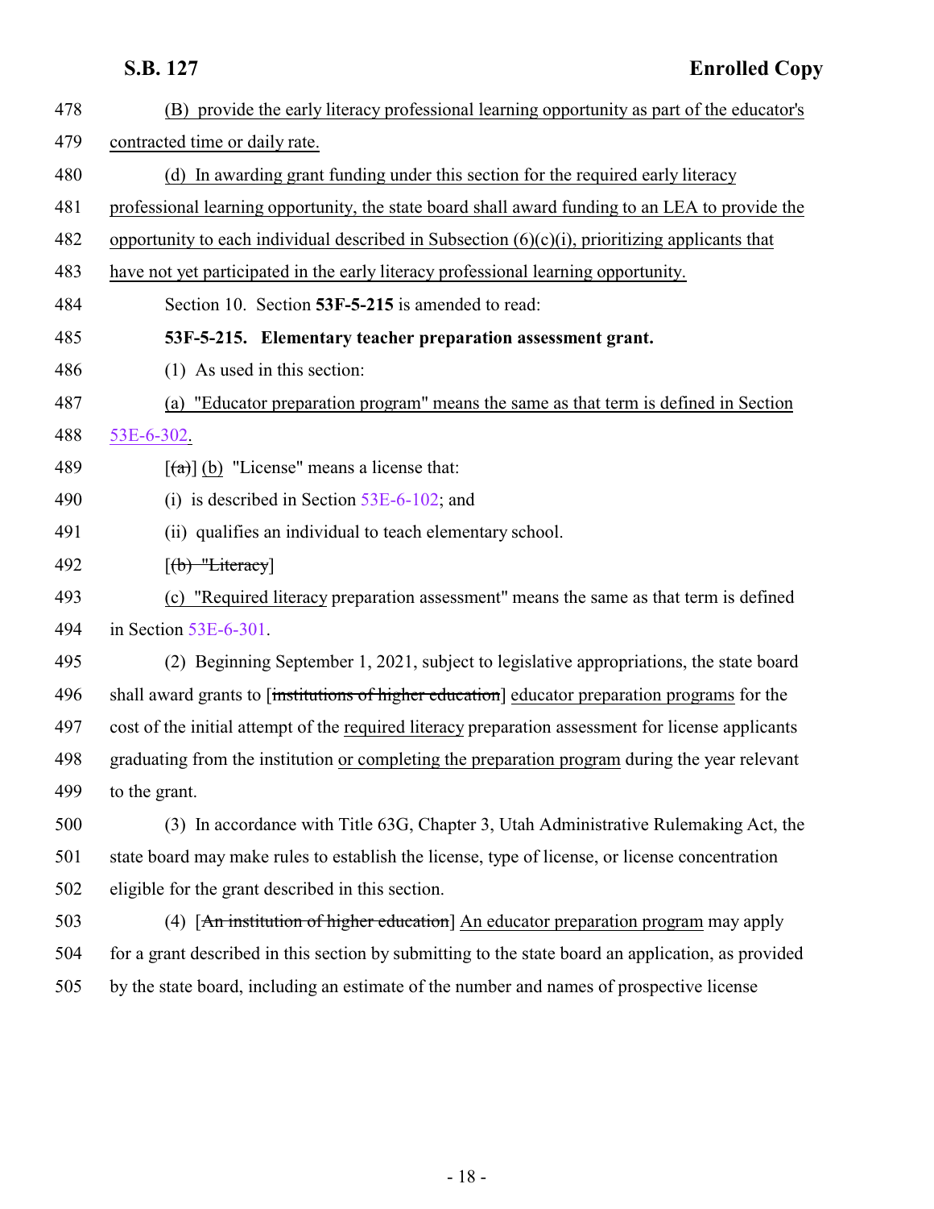478 (B) provide the early literacy professional learning opportunity as part of the educator's

479 contracted time or daily rate.

480 (d) In awarding grant funding under this section for the required early literacy

481 professional learning opportunity, the state board shall award funding to an LEA to provide the

482 opportunity to each individual described in Subsection (6)(c)(i), prioritizing applicants that

483 have not yet participated in the early literacy professional learning opportunity.

484 Section 10. Section **53F-5-215** is amended to read:

485 **53F-5-215. Elementary teacher preparation assessment grant.**

486 (1) As used in this section:

487 (a) "Educator preparation program" means the same as that term is defined in Section

488 53E-6-302.

489 [~~(a)~~] (b) "License" means a license that:

490 (i) is described in Section 53E-6-102; and

491 (ii) qualifies an individual to teach elementary school.

492 [~~(b) "Literacy~~]

493 (c) "Required literacy preparation assessment" means the same as that term is defined

494 in Section 53E-6-301.

495 (2) Beginning September 1, 2021, subject to legislative appropriations, the state board

496 shall award grants to [~~institutions of higher education~~] educator preparation programs for the

497 cost of the initial attempt of the required literacy preparation assessment for license applicants

498 graduating from the institution or completing the preparation program during the year relevant

499 to the grant.

500 (3) In accordance with Title 63G, Chapter 3, Utah Administrative Rulemaking Act, the

501 state board may make rules to establish the license, type of license, or license concentration

502 eligible for the grant described in this section.

503 (4) [~~An institution of higher education~~] An educator preparation program may apply

504 for a grant described in this section by submitting to the state board an application, as provided

505 by the state board, including an estimate of the number and names of prospective license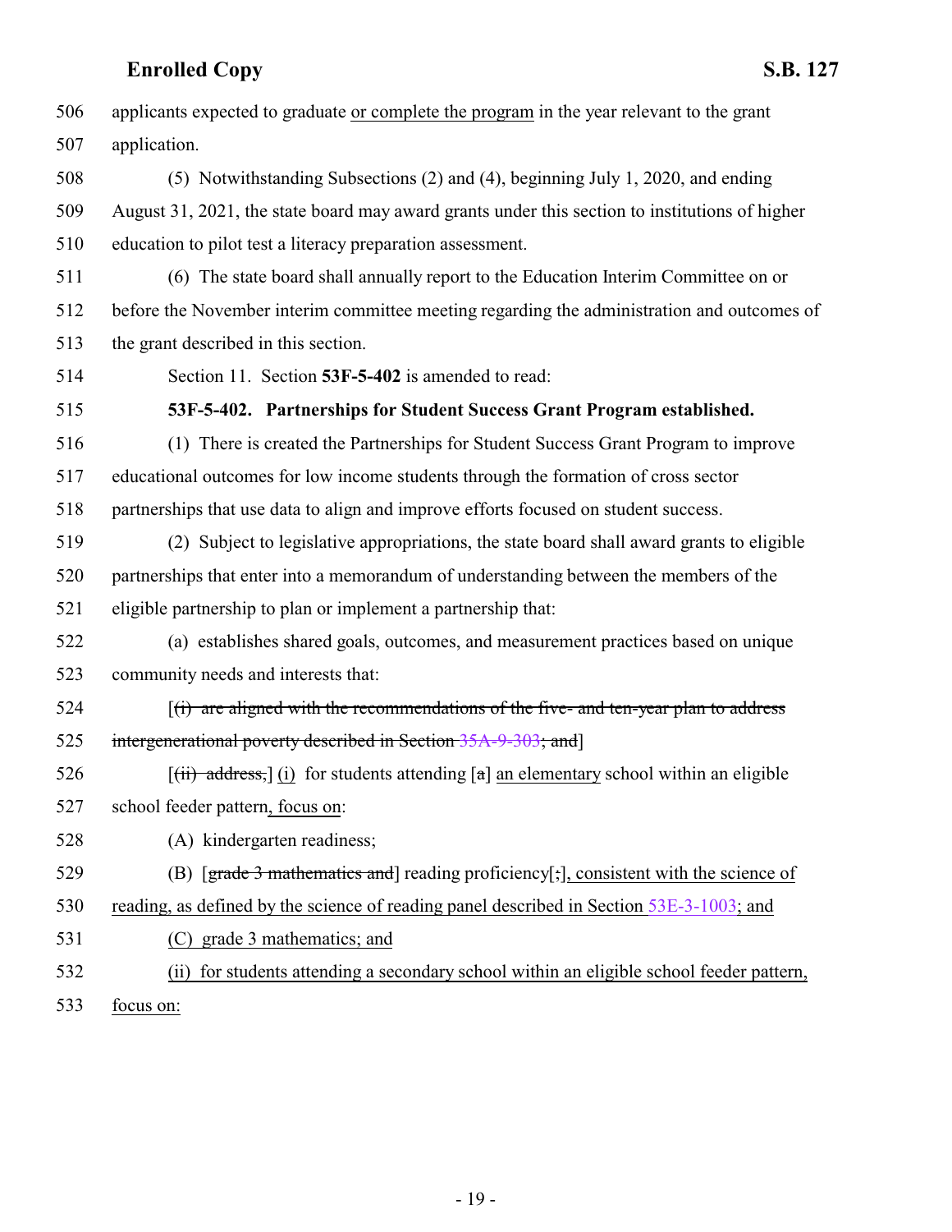506 applicants expected to graduate or complete the program in the year relevant to the grant
507 application.

508 (5) Notwithstanding Subsections (2) and (4), beginning July 1, 2020, and ending
509 August 31, 2021, the state board may award grants under this section to institutions of higher
510 education to pilot test a literacy preparation assessment.

511 (6) The state board shall annually report to the Education Interim Committee on or
512 before the November interim committee meeting regarding the administration and outcomes of
513 the grant described in this section.

514 Section 11. Section **53F-5-402** is amended to read:

515 **53F-5-402. Partnerships for Student Success Grant Program established.**

516 (1) There is created the Partnerships for Student Success Grant Program to improve
517 educational outcomes for low income students through the formation of cross sector
518 partnerships that use data to align and improve efforts focused on student success.

519 (2) Subject to legislative appropriations, the state board shall award grants to eligible
520 partnerships that enter into a memorandum of understanding between the members of the
521 eligible partnership to plan or implement a partnership that:

522 (a) establishes shared goals, outcomes, and measurement practices based on unique
523 community needs and interests that:

524 [~~(i) are aligned with the recommendations of the five- and ten-year plan to address~~
525 ~~intergenerational poverty described in Section 35A-9-303; and~~]

526 [~~(ii) address,~~] (i) for students attending [~~a~~] an elementary school within an eligible
527 school feeder pattern, focus on:

528 (A) kindergarten readiness;

529 (B) [~~grade 3 mathematics and~~] reading proficiency[~~;~~], consistent with the science of
530 reading, as defined by the science of reading panel described in Section 53E-3-1003; and

531 (C) grade 3 mathematics; and

532 (ii) for students attending a secondary school within an eligible school feeder pattern,
533 focus on: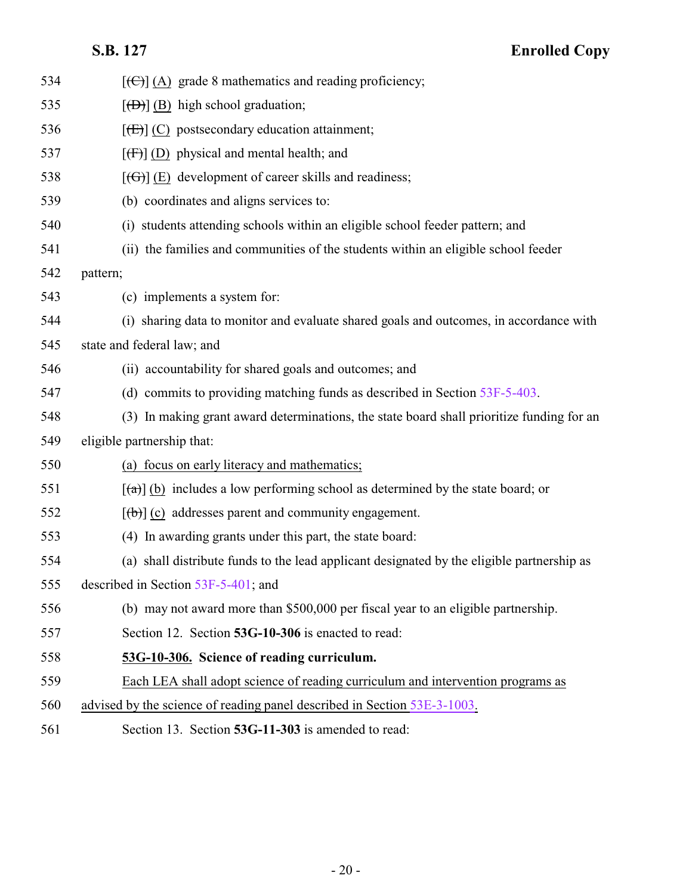534 [(C)] (A) grade 8 mathematics and reading proficiency;

535 [(D)] (B) high school graduation;

536 [(E)] (C) postsecondary education attainment;

537 [(F)] (D) physical and mental health; and

538 [(G)] (E) development of career skills and readiness;

539 (b) coordinates and aligns services to:

540 (i) students attending schools within an eligible school feeder pattern; and

541 (ii) the families and communities of the students within an eligible school feeder

542 pattern;

543 (c) implements a system for:

544 (i) sharing data to monitor and evaluate shared goals and outcomes, in accordance with

545 state and federal law; and

546 (ii) accountability for shared goals and outcomes; and

547 (d) commits to providing matching funds as described in Section 53F-5-403.

548 (3) In making grant award determinations, the state board shall prioritize funding for an

549 eligible partnership that:

550 (a) focus on early literacy and mathematics;

551 [(a)] (b) includes a low performing school as determined by the state board; or

552 [(b)] (c) addresses parent and community engagement.

553 (4) In awarding grants under this part, the state board:

554 (a) shall distribute funds to the lead applicant designated by the eligible partnership as

555 described in Section 53F-5-401; and

556 (b) may not award more than $500,000 per fiscal year to an eligible partnership.

557 Section 12. Section **53G-10-306** is enacted to read:

558 **53G-10-306. Science of reading curriculum.**

559 Each LEA shall adopt science of reading curriculum and intervention programs as

560 advised by the science of reading panel described in Section 53E-3-1003.

561 Section 13. Section **53G-11-303** is amended to read: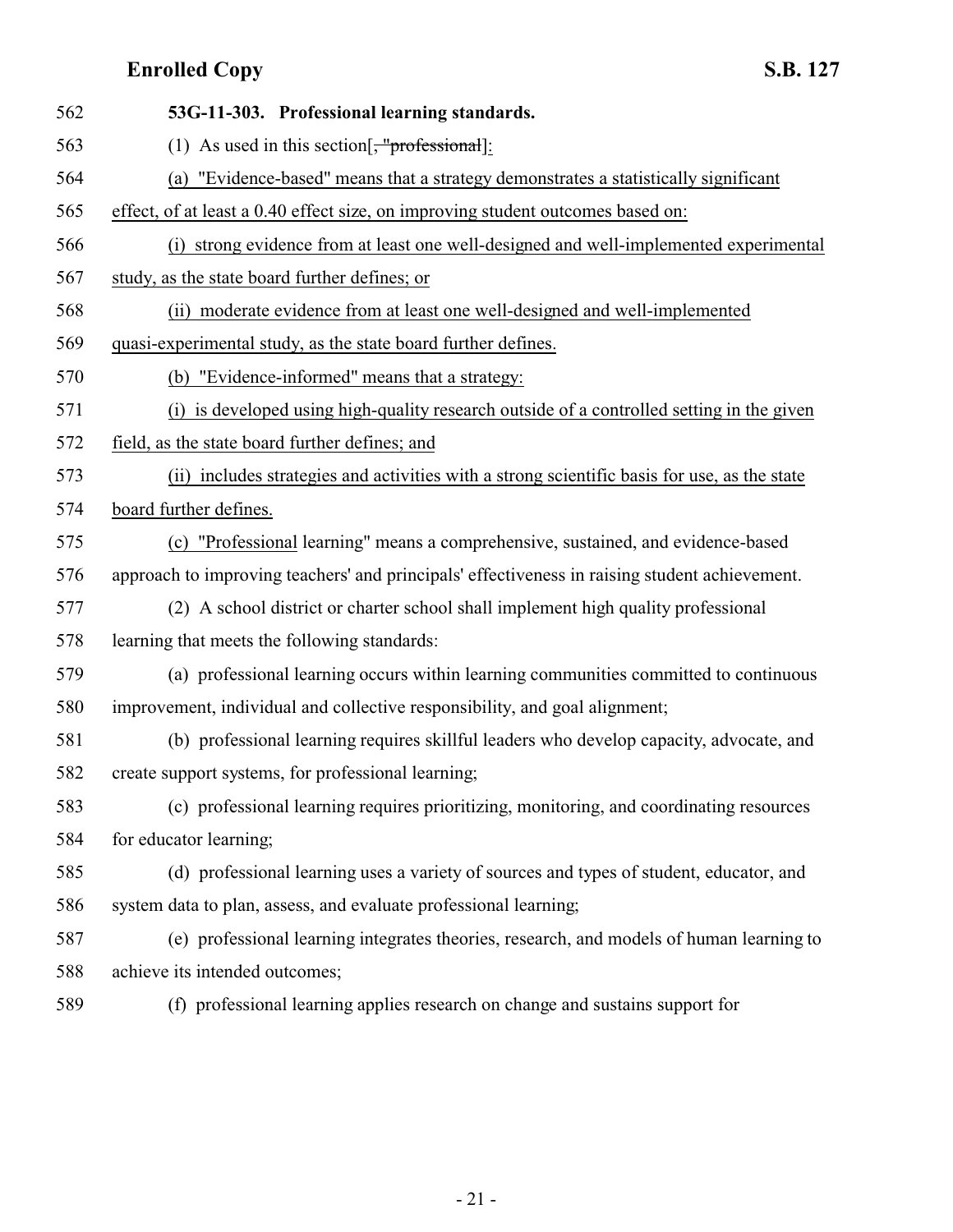**53G-11-303. Professional learning standards.**

(1) As used in this section[~~, "professional~~]:

(a) "Evidence-based" means that a strategy demonstrates a statistically significant effect, of at least a 0.40 effect size, on improving student outcomes based on:

(i) strong evidence from at least one well-designed and well-implemented experimental study, as the state board further defines; or

(ii) moderate evidence from at least one well-designed and well-implemented quasi-experimental study, as the state board further defines.

(b) "Evidence-informed" means that a strategy:

(i) is developed using high-quality research outside of a controlled setting in the given field, as the state board further defines; and

(ii) includes strategies and activities with a strong scientific basis for use, as the state board further defines.

(c) "Professional learning" means a comprehensive, sustained, and evidence-based approach to improving teachers' and principals' effectiveness in raising student achievement.

(2) A school district or charter school shall implement high quality professional learning that meets the following standards:

(a) professional learning occurs within learning communities committed to continuous improvement, individual and collective responsibility, and goal alignment;

(b) professional learning requires skillful leaders who develop capacity, advocate, and create support systems, for professional learning;

(c) professional learning requires prioritizing, monitoring, and coordinating resources for educator learning;

(d) professional learning uses a variety of sources and types of student, educator, and system data to plan, assess, and evaluate professional learning;

(e) professional learning integrates theories, research, and models of human learning to achieve its intended outcomes;

(f) professional learning applies research on change and sustains support for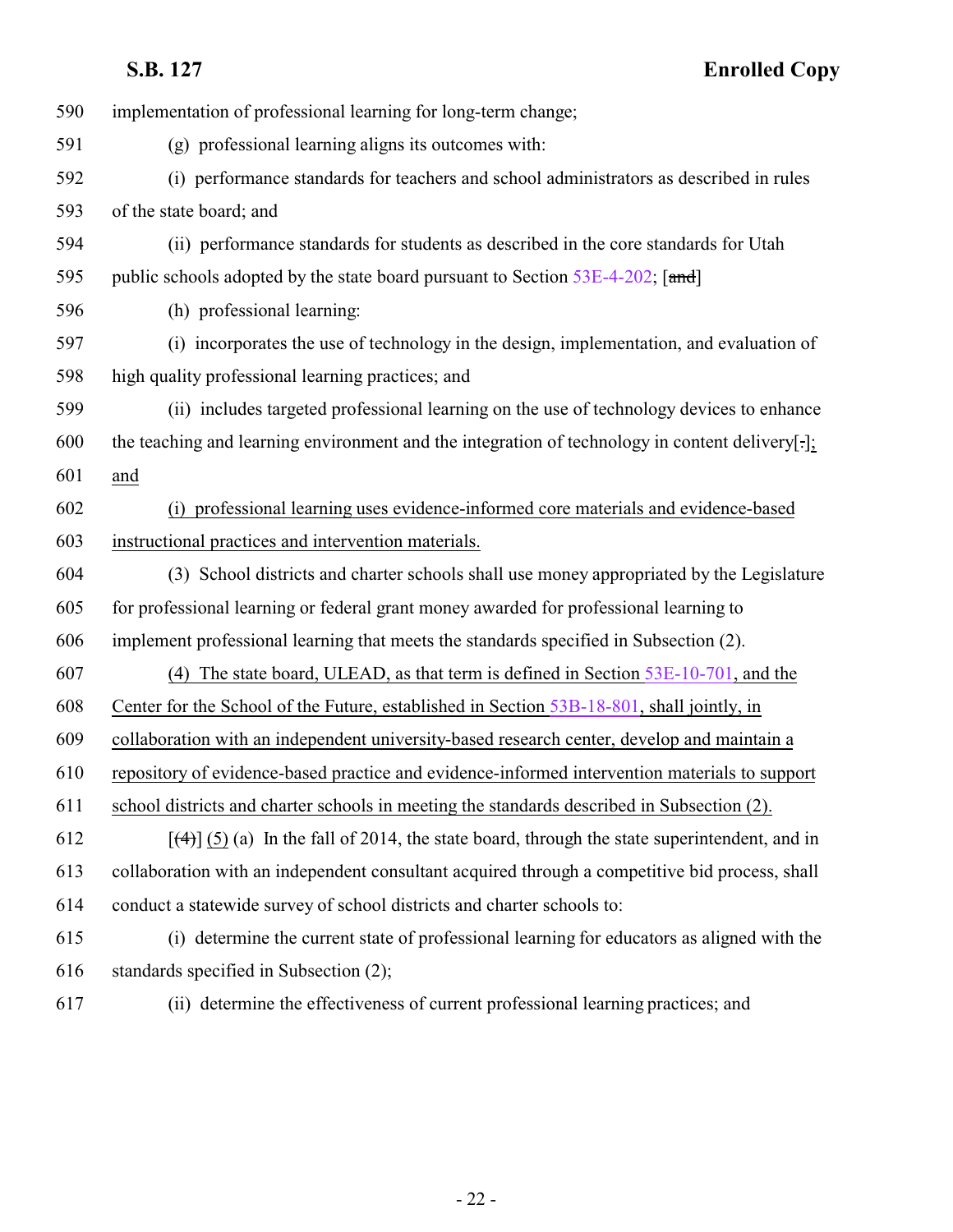implementation of professional learning for long-term change;

(g) professional learning aligns its outcomes with:

(i) performance standards for teachers and school administrators as described in rules of the state board; and

(ii) performance standards for students as described in the core standards for Utah public schools adopted by the state board pursuant to Section 53E-4-202; [~~and~~]

(h) professional learning:

(i) incorporates the use of technology in the design, implementation, and evaluation of high quality professional learning practices; and

(ii) includes targeted professional learning on the use of technology devices to enhance the teaching and learning environment and the integration of technology in content delivery[.]; and

(i) professional learning uses evidence-informed core materials and evidence-based instructional practices and intervention materials.

(3) School districts and charter schools shall use money appropriated by the Legislature for professional learning or federal grant money awarded for professional learning to implement professional learning that meets the standards specified in Subsection (2).

(4) The state board, ULEAD, as that term is defined in Section 53E-10-701, and the Center for the School of the Future, established in Section 53B-18-801, shall jointly, in collaboration with an independent university-based research center, develop and maintain a repository of evidence-based practice and evidence-informed intervention materials to support school districts and charter schools in meeting the standards described in Subsection (2).

[~~(4)~~] (5) (a) In the fall of 2014, the state board, through the state superintendent, and in collaboration with an independent consultant acquired through a competitive bid process, shall conduct a statewide survey of school districts and charter schools to:

(i) determine the current state of professional learning for educators as aligned with the standards specified in Subsection (2);

(ii) determine the effectiveness of current professional learning practices; and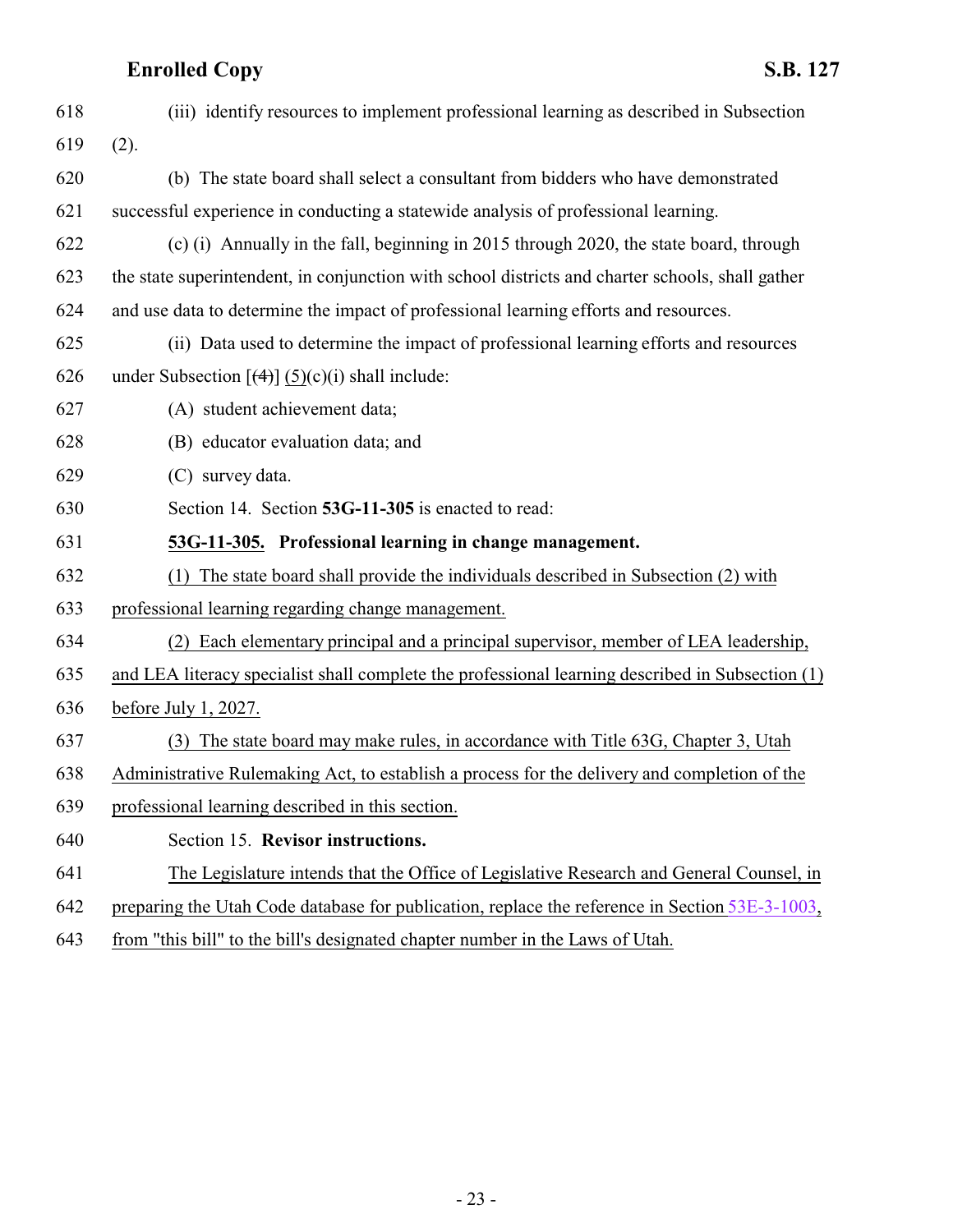(iii) identify resources to implement professional learning as described in Subsection (2).

(b) The state board shall select a consultant from bidders who have demonstrated successful experience in conducting a statewide analysis of professional learning.

(c) (i) Annually in the fall, beginning in 2015 through 2020, the state board, through the state superintendent, in conjunction with school districts and charter schools, shall gather and use data to determine the impact of professional learning efforts and resources.

(ii) Data used to determine the impact of professional learning efforts and resources under Subsection [(4)] (5)(c)(i) shall include:

(A) student achievement data;

(B) educator evaluation data; and

(C) survey data.

Section 14. Section **53G-11-305** is enacted to read:

**53G-11-305. Professional learning in change management.**

(1) The state board shall provide the individuals described in Subsection (2) with professional learning regarding change management.

(2) Each elementary principal and a principal supervisor, member of LEA leadership, and LEA literacy specialist shall complete the professional learning described in Subsection (1) before July 1, 2027.

(3) The state board may make rules, in accordance with Title 63G, Chapter 3, Utah Administrative Rulemaking Act, to establish a process for the delivery and completion of the professional learning described in this section.

Section 15. **Revisor instructions.**

The Legislature intends that the Office of Legislative Research and General Counsel, in preparing the Utah Code database for publication, replace the reference in Section 53E-3-1003, from "this bill" to the bill's designated chapter number in the Laws of Utah.